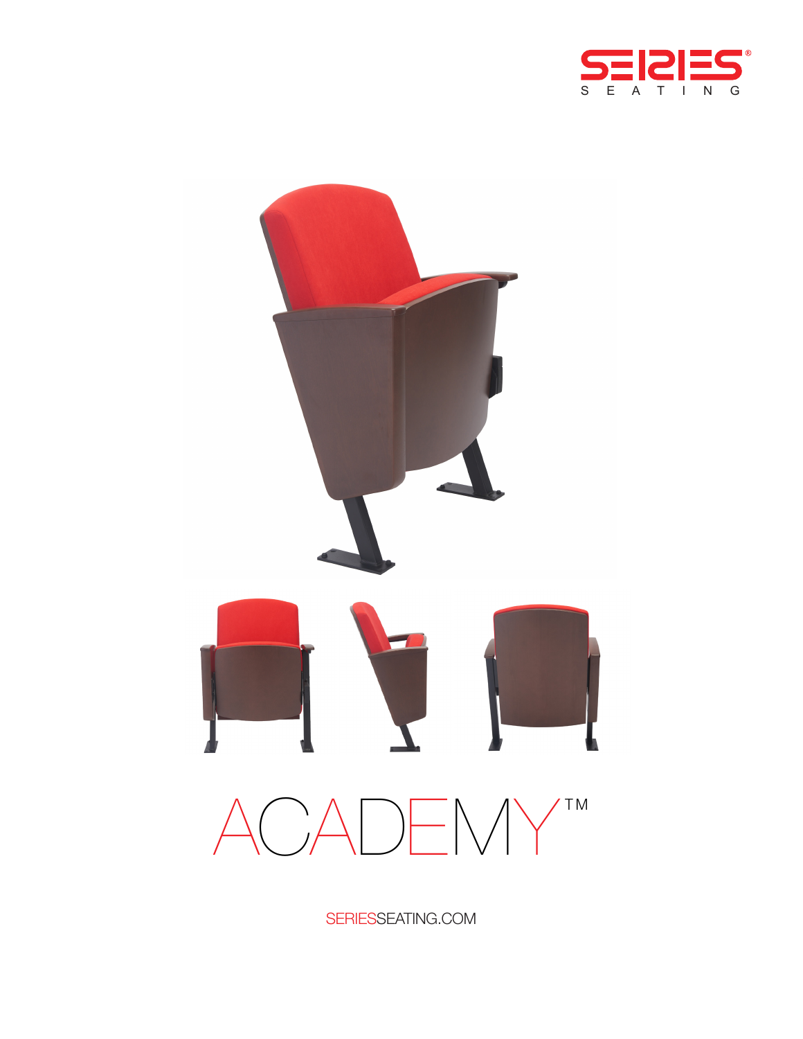SERIES SEATING

# ACADEMY™

SERIESSEATING.COM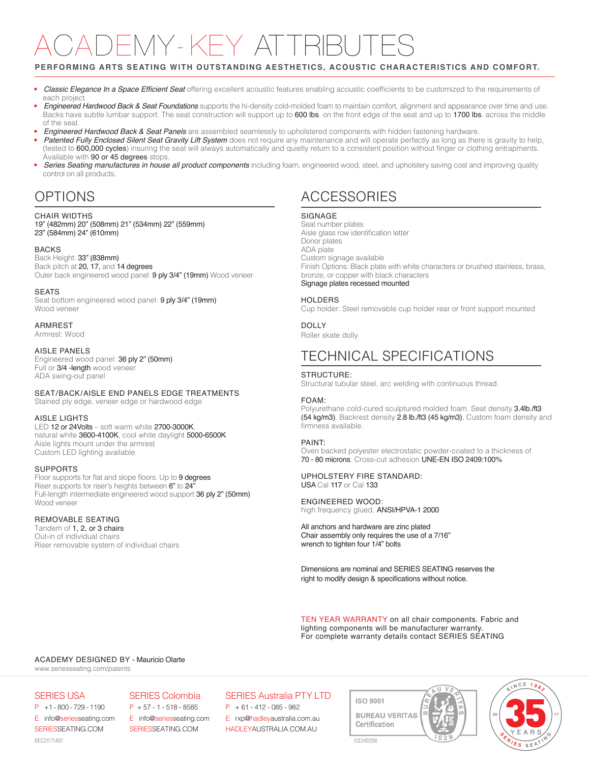# ACADEMY- KEY ATTRIBUTES

**PERFORMING ARTS SEATING WITH OUTSTANDING AESTHETICS, ACOUSTIC CHARACTERISTICS AND COMFORT.**

- *Classic Elegance In a Space Efficient Seat* offering excellent acoustic features enabling acoustic coefficients to be customized to the requirements of each project.
- *Engineered Hardwood Back & Seat Foundations* supports the hi-density cold-molded foam to maintain comfort, alignment and appearance over time and use. Backs have subtle lumbar support. The seat construction will support up to 600 lbs. on the front edge of the seat and up to 1700 lbs. across the middle of the seat.
- *Engineered Hardwood Back & Seat Panels* are assembled seamlessly to upholstered components with hidden fastening hardware.
- *Patented Fully Enclosed Silent Seat Gravity Lift System* does not require any maintenance and will operate perfectly as long as there is gravity to help, (tested to 600,000 cycles) insuring the seat will always automatically and quietly return to a consistent position without finger or clothing entrapments. Available with 90 or 45 degrees stops.
- *Series Seating manufactures in house all product components* including foam, engineered wood, steel, and upholstery saving cost and improving quality control on all products.

## OPTIONS

### CHAIR WIDTHS
19" (482mm) 20" (508mm) 21" (534mm) 22" (559mm)
23" (584mm) 24" (610mm)

### BACKS
Back Height: 33" (838mm)
Back pitch at 20, 17, and 14 degrees
Outer back engineered wood panel: 9 ply 3/4" (19mm) Wood veneer

### SEATS
Seat bottom engineered wood panel: 9 ply 3/4" (19mm)
Wood veneer

### ARMREST
Armrest: Wood

### AISLE PANELS
Engineered wood panel: 36 ply 2" (50mm)
Full or 3/4 -length wood veneer
ADA swing-out panel

### SEAT/BACK/AISLE END PANELS EDGE TREATMENTS
Stained ply edge, veneer edge or hardwood edge

### AISLE LIGHTS
LED 12 or 24Volts – soft warm white 2700-3000K,
natural white 3600-4100K, cool white daylight 5000-6500K
Aisle lights mount under the armrest
Custom LED lighting available

### SUPPORTS
Floor supports for flat and slope floors. Up to 9 degrees
Riser supports for riser's heights between 6" to 24"
Full-length intermediate engineered wood support 36 ply 2" (50mm)
Wood veneer

### REMOVABLE SEATING
Tandem of 1, 2, or 3 chairs
Out-in of individual chairs
Riser removable system of individual chairs

## ACCESSORIES

### SIGNAGE
Seat number plates
Aisle glass row identification letter
Donor plates
ADA plate
Custom signage available
Finish Options: Black plate with white characters or brushed stainless, brass, bronze, or copper with black characters
Signage plates recessed mounted

### HOLDERS
Cup holder: Steel removable cup holder rear or front support mounted

### DOLLY
Roller skate dolly

## TECHNICAL SPECIFICATIONS

### STRUCTURE:
Structural tubular steel, arc welding with continuous thread.

### FOAM:
Polyurethane cold-cured sculptured molded foam. Seat density 3.4lb./ft3 (54 kg/m3). Backrest density 2.8 lb./ft3 (45 kg/m3), Custom foam density and firmness available.

### PAINT:
Oven backed polyester electrostatic powder-coated to a thickness of 70 - 80 microns. Cross-cut adhesion UNE-EN ISO 2409:100%

### UPHOLSTERY FIRE STANDARD:
USA Cal 117 or Cal 133

### ENGINEERED WOOD:
high frequency glued, ANSI/HPVA-1 2000

All anchors and hardware are zinc plated
Chair assembly only requires the use of a 7/16" wrench to tighten four 1/4" bolts

Dimensions are nominal and SERIES SEATING reserves the right to modify design & specifications without notice.

TEN YEAR WARRANTY on all chair components. Fabric and lighting components will be manufacturer warranty.
For complete warranty details contact SERIES SEATING

ACADEMY DESIGNED BY - Mauricio Olarte
www.seriesseating.com/patents

**SERIES USA**
P +1 - 800 - 729 - 1190
E info@seriesseating.com
SERIESSEATING.COM

**SERIES Colombia**
P + 57 - 1 - 518 - 8585
E info@seriesseating.com
SERIESSEATING.COM

**SERIES Australia PTY LTD**
P + 61 - 412 - 085 - 982
E rxp@hadleyaustralia.com.au
HADLEYAUSTRALIA.COM.AU

ISO 9001
BUREAU VERITAS Certification
C0240256

SINCE 1982 — 35 YEARS — SERIES SEATING — 20 17

DEC21171451